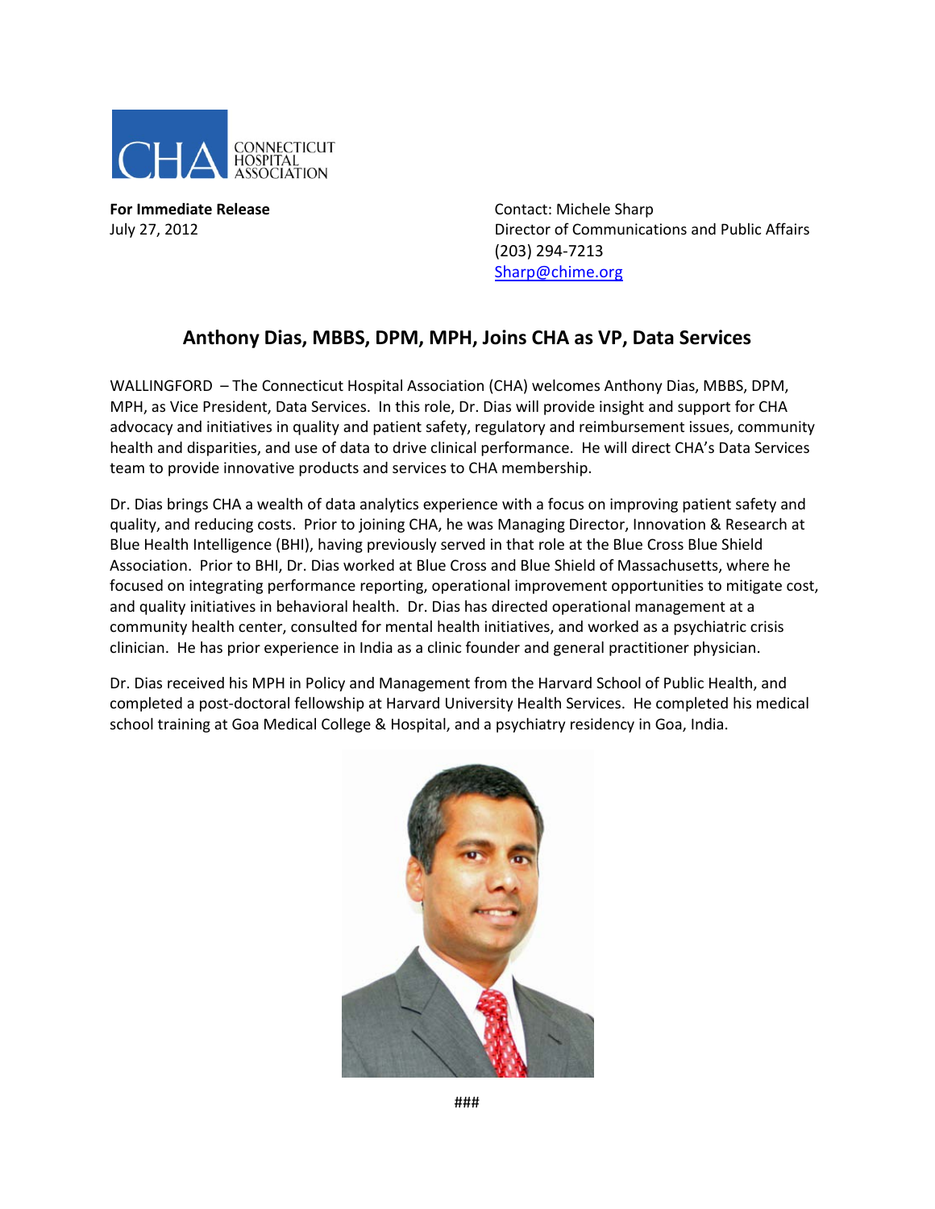CONNECTICUT HOSPITAL ASSOCIATION

**For Immediate Release**
July 27, 2012

Contact: Michele Sharp
Director of Communications and Public Affairs
(203) 294-7213
Sharp@chime.org

## Anthony Dias, MBBS, DPM, MPH, Joins CHA as VP, Data Services

WALLINGFORD – The Connecticut Hospital Association (CHA) welcomes Anthony Dias, MBBS, DPM, MPH, as Vice President, Data Services. In this role, Dr. Dias will provide insight and support for CHA advocacy and initiatives in quality and patient safety, regulatory and reimbursement issues, community health and disparities, and use of data to drive clinical performance. He will direct CHA's Data Services team to provide innovative products and services to CHA membership.

Dr. Dias brings CHA a wealth of data analytics experience with a focus on improving patient safety and quality, and reducing costs. Prior to joining CHA, he was Managing Director, Innovation & Research at Blue Health Intelligence (BHI), having previously served in that role at the Blue Cross Blue Shield Association. Prior to BHI, Dr. Dias worked at Blue Cross and Blue Shield of Massachusetts, where he focused on integrating performance reporting, operational improvement opportunities to mitigate cost, and quality initiatives in behavioral health. Dr. Dias has directed operational management at a community health center, consulted for mental health initiatives, and worked as a psychiatric crisis clinician. He has prior experience in India as a clinic founder and general practitioner physician.

Dr. Dias received his MPH in Policy and Management from the Harvard School of Public Health, and completed a post-doctoral fellowship at Harvard University Health Services. He completed his medical school training at Goa Medical College & Hospital, and a psychiatry residency in Goa, India.

###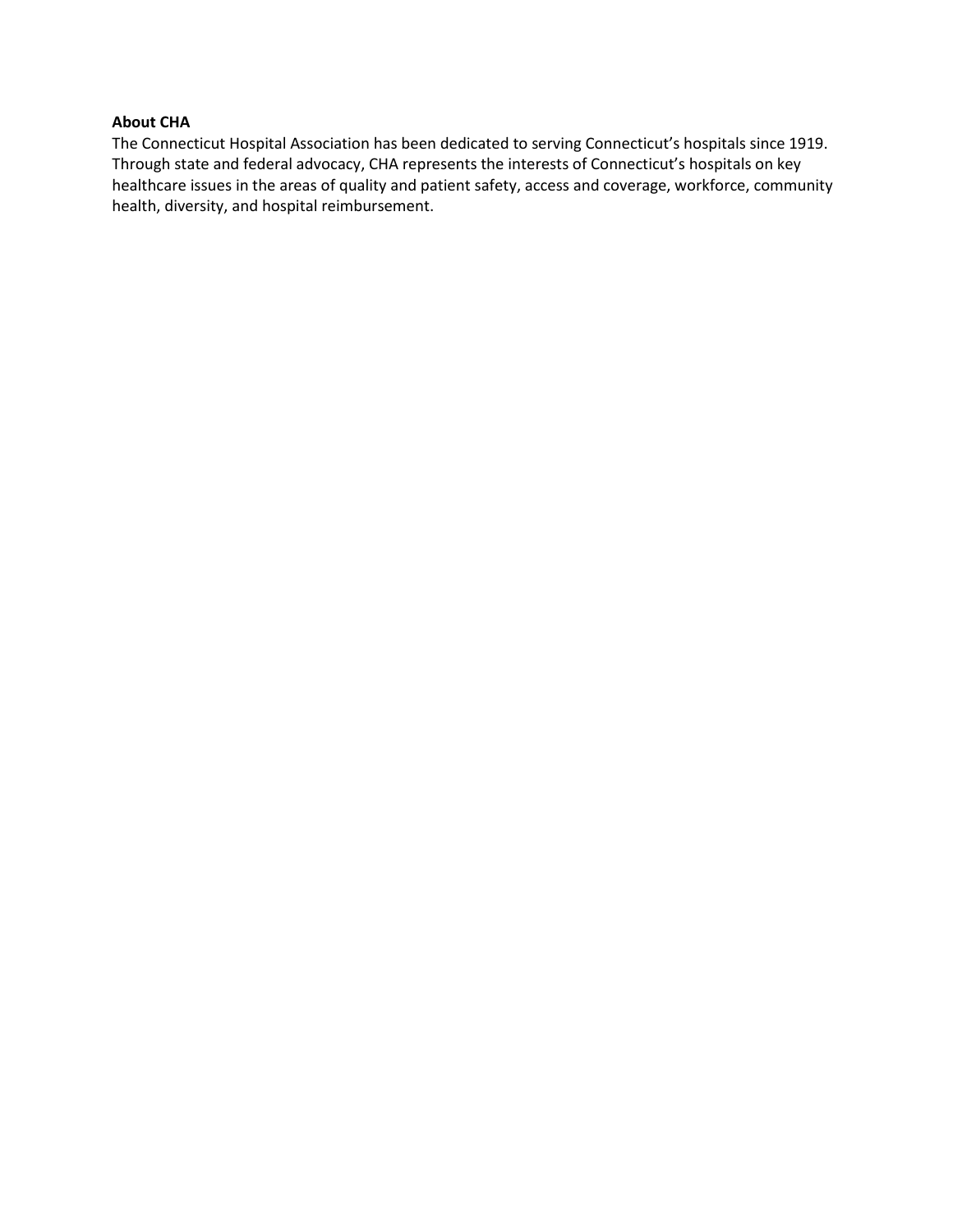**About CHA**

The Connecticut Hospital Association has been dedicated to serving Connecticut's hospitals since 1919. Through state and federal advocacy, CHA represents the interests of Connecticut's hospitals on key healthcare issues in the areas of quality and patient safety, access and coverage, workforce, community health, diversity, and hospital reimbursement.